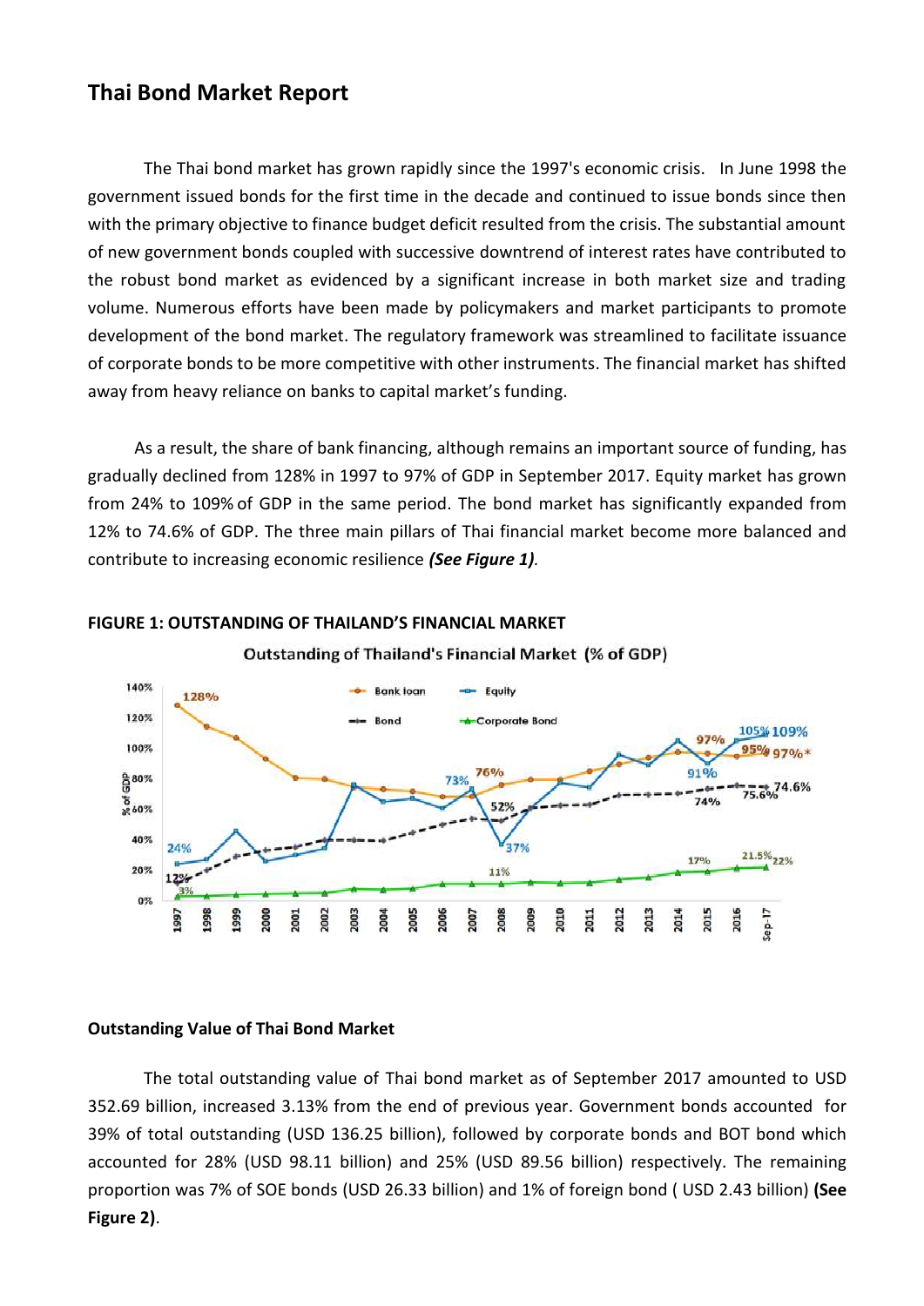# Thai Bond Market Report

The Thai bond market has grown rapidly since the 1997's economic crisis. In June 1998 the government issued bonds for the first time in the decade and continued to issue bonds since then with the primary objective to finance budget deficit resulted from the crisis. The substantial amount of new government bonds coupled with successive downtrend of interest rates have contributed to the robust bond market as evidenced by a significant increase in both market size and trading volume. Numerous efforts have been made by policymakers and market participants to promote development of the bond market. The regulatory framework was streamlined to facilitate issuance of corporate bonds to be more competitive with other instruments. The financial market has shifted away from heavy reliance on banks to capital market's funding.

As a result, the share of bank financing, although remains an important source of funding, has gradually declined from 128% in 1997 to 97% of GDP in September 2017. Equity market has grown from 24% to 109% of GDP in the same period. The bond market has significantly expanded from 12% to 74.6% of GDP. The three main pillars of Thai financial market become more balanced and contribute to increasing economic resilience ***(See Figure 1)***.

**FIGURE 1: OUTSTANDING OF THAILAND'S FINANCIAL MARKET**

Outstanding of Thailand's Financial Market (% of GDP)

### Outstanding Value of Thai Bond Market

The total outstanding value of Thai bond market as of September 2017 amounted to USD 352.69 billion, increased 3.13% from the end of previous year. Government bonds accounted for 39% of total outstanding (USD 136.25 billion), followed by corporate bonds and BOT bond which accounted for 28% (USD 98.11 billion) and 25% (USD 89.56 billion) respectively. The remaining proportion was 7% of SOE bonds (USD 26.33 billion) and 1% of foreign bond ( USD 2.43 billion) **(See Figure 2)**.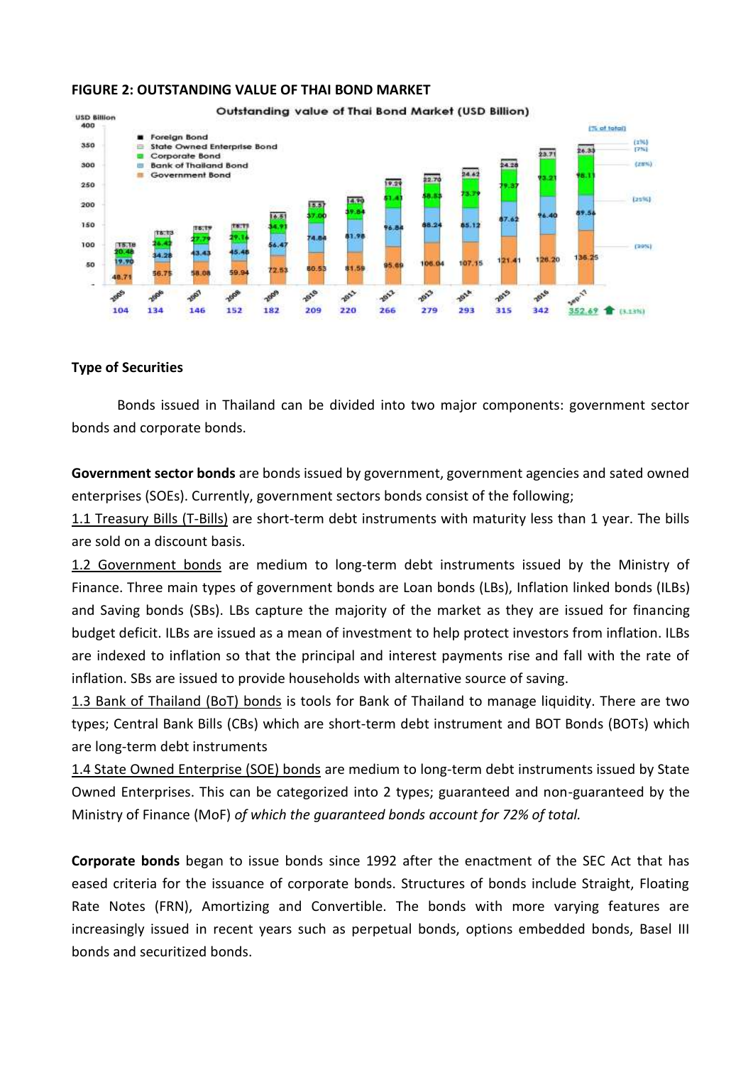**FIGURE 2: OUTSTANDING VALUE OF THAI BOND MARKET**

**Type of Securities**

Bonds issued in Thailand can be divided into two major components: government sector bonds and corporate bonds.

**Government sector bonds** are bonds issued by government, government agencies and sated owned enterprises (SOEs). Currently, government sectors bonds consist of the following;

1.1 Treasury Bills (T-Bills) are short-term debt instruments with maturity less than 1 year. The bills are sold on a discount basis.

1.2 Government bonds are medium to long-term debt instruments issued by the Ministry of Finance. Three main types of government bonds are Loan bonds (LBs), Inflation linked bonds (ILBs) and Saving bonds (SBs). LBs capture the majority of the market as they are issued for financing budget deficit. ILBs are issued as a mean of investment to help protect investors from inflation. ILBs are indexed to inflation so that the principal and interest payments rise and fall with the rate of inflation. SBs are issued to provide households with alternative source of saving.

1.3 Bank of Thailand (BoT) bonds is tools for Bank of Thailand to manage liquidity. There are two types; Central Bank Bills (CBs) which are short-term debt instrument and BOT Bonds (BOTs) which are long-term debt instruments

1.4 State Owned Enterprise (SOE) bonds are medium to long-term debt instruments issued by State Owned Enterprises. This can be categorized into 2 types; guaranteed and non-guaranteed by the Ministry of Finance (MoF) *of which the guaranteed bonds account for 72% of total.*

**Corporate bonds** began to issue bonds since 1992 after the enactment of the SEC Act that has eased criteria for the issuance of corporate bonds. Structures of bonds include Straight, Floating Rate Notes (FRN), Amortizing and Convertible. The bonds with more varying features are increasingly issued in recent years such as perpetual bonds, options embedded bonds, Basel III bonds and securitized bonds.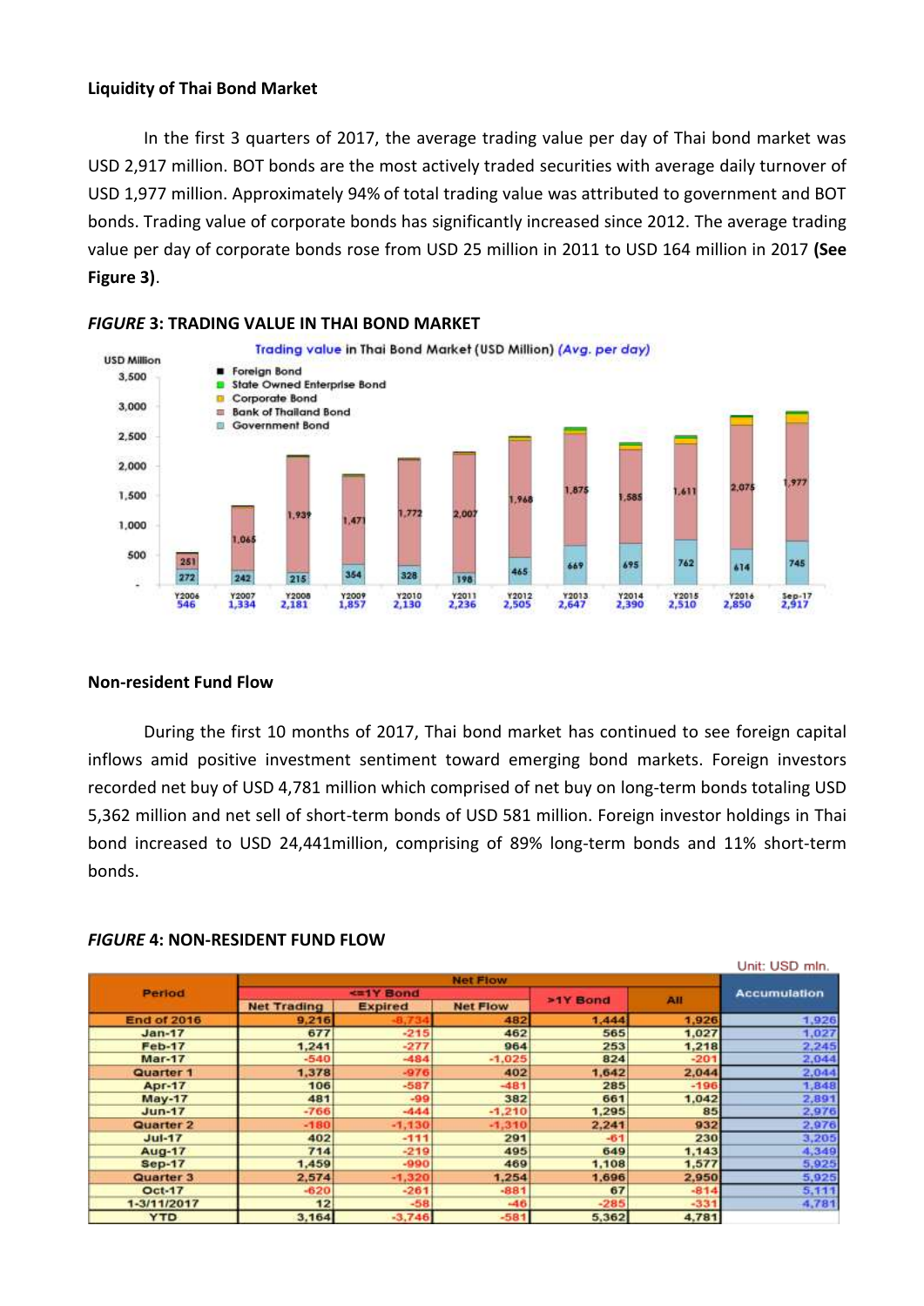**Liquidity of Thai Bond Market**

In the first 3 quarters of 2017, the average trading value per day of Thai bond market was USD 2,917 million. BOT bonds are the most actively traded securities with average daily turnover of USD 1,977 million. Approximately 94% of total trading value was attributed to government and BOT bonds. Trading value of corporate bonds has significantly increased since 2012. The average trading value per day of corporate bonds rose from USD 25 million in 2011 to USD 164 million in 2017 **(See Figure 3)**.

***FIGURE* 3: TRADING VALUE IN THAI BOND MARKET**

**Non-resident Fund Flow**

During the first 10 months of 2017, Thai bond market has continued to see foreign capital inflows amid positive investment sentiment toward emerging bond markets. Foreign investors recorded net buy of USD 4,781 million which comprised of net buy on long-term bonds totaling USD 5,362 million and net sell of short-term bonds of USD 581 million. Foreign investor holdings in Thai bond increased to USD 24,441million, comprising of 89% long-term bonds and 11% short-term bonds.

***FIGURE* 4: NON-RESIDENT FUND FLOW**

Unit: USD mln.

| Period | Net Flow | | | | | Accumulation |
|---|---|---|---|---|---|---|
| | <=1Y Bond | | | >1Y Bond | All | |
| | Net Trading | Expired | Net Flow | | | |
| End of 2016 | 9,216 | -8,734 | 482 | 1,444 | 1,926 | 1,926 |
| Jan-17 | 677 | -215 | 462 | 565 | 1,027 | 1,027 |
| Feb-17 | 1,241 | -277 | 964 | 253 | 1,218 | 2,245 |
| Mar-17 | -540 | -484 | -1,025 | 824 | -201 | 2,044 |
| Quarter 1 | 1,378 | -976 | 402 | 1,642 | 2,044 | 2,044 |
| Apr-17 | 106 | -587 | -481 | 285 | -196 | 1,848 |
| May-17 | 481 | -99 | 382 | 661 | 1,042 | 2,891 |
| Jun-17 | -766 | -444 | -1,210 | 1,295 | 85 | 2,976 |
| Quarter 2 | -180 | -1,130 | -1,310 | 2,241 | 932 | 2,976 |
| Jul-17 | 402 | -111 | 291 | -61 | 230 | 3,205 |
| Aug-17 | 714 | -219 | 495 | 649 | 1,143 | 4,349 |
| Sep-17 | 1,459 | -990 | 469 | 1,108 | 1,577 | 5,925 |
| Quarter 3 | 2,574 | -1,320 | 1,254 | 1,696 | 2,950 | 5,925 |
| Oct-17 | -620 | -261 | -881 | 67 | -814 | 5,111 |
| 1-3/11/2017 | 12 | -58 | -46 | -285 | -331 | 4,781 |
| YTD | 3,164 | -3,746 | -581 | 5,362 | 4,781 | |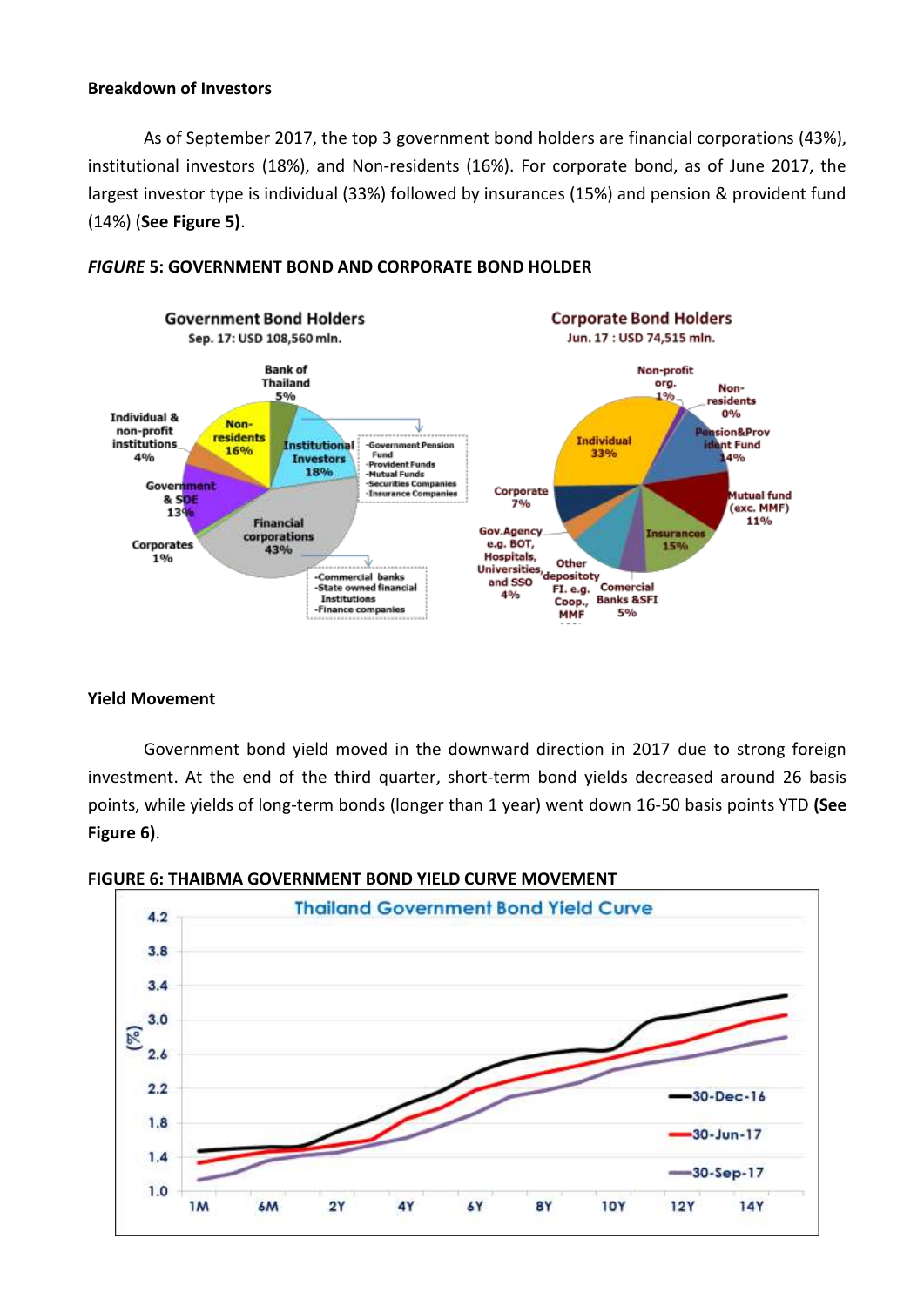**Breakdown of Investors**

As of September 2017, the top 3 government bond holders are financial corporations (43%), institutional investors (18%), and Non-residents (16%). For corporate bond, as of June 2017, the largest investor type is individual (33%) followed by insurances (15%) and pension & provident fund (14%) (**See Figure 5)**.

***FIGURE*** **5: GOVERNMENT BOND AND CORPORATE BOND HOLDER**

**Yield Movement**

Government bond yield moved in the downward direction in 2017 due to strong foreign investment. At the end of the third quarter, short-term bond yields decreased around 26 basis points, while yields of long-term bonds (longer than 1 year) went down 16-50 basis points YTD **(See Figure 6)**.

**FIGURE 6: THAIBMA GOVERNMENT BOND YIELD CURVE MOVEMENT**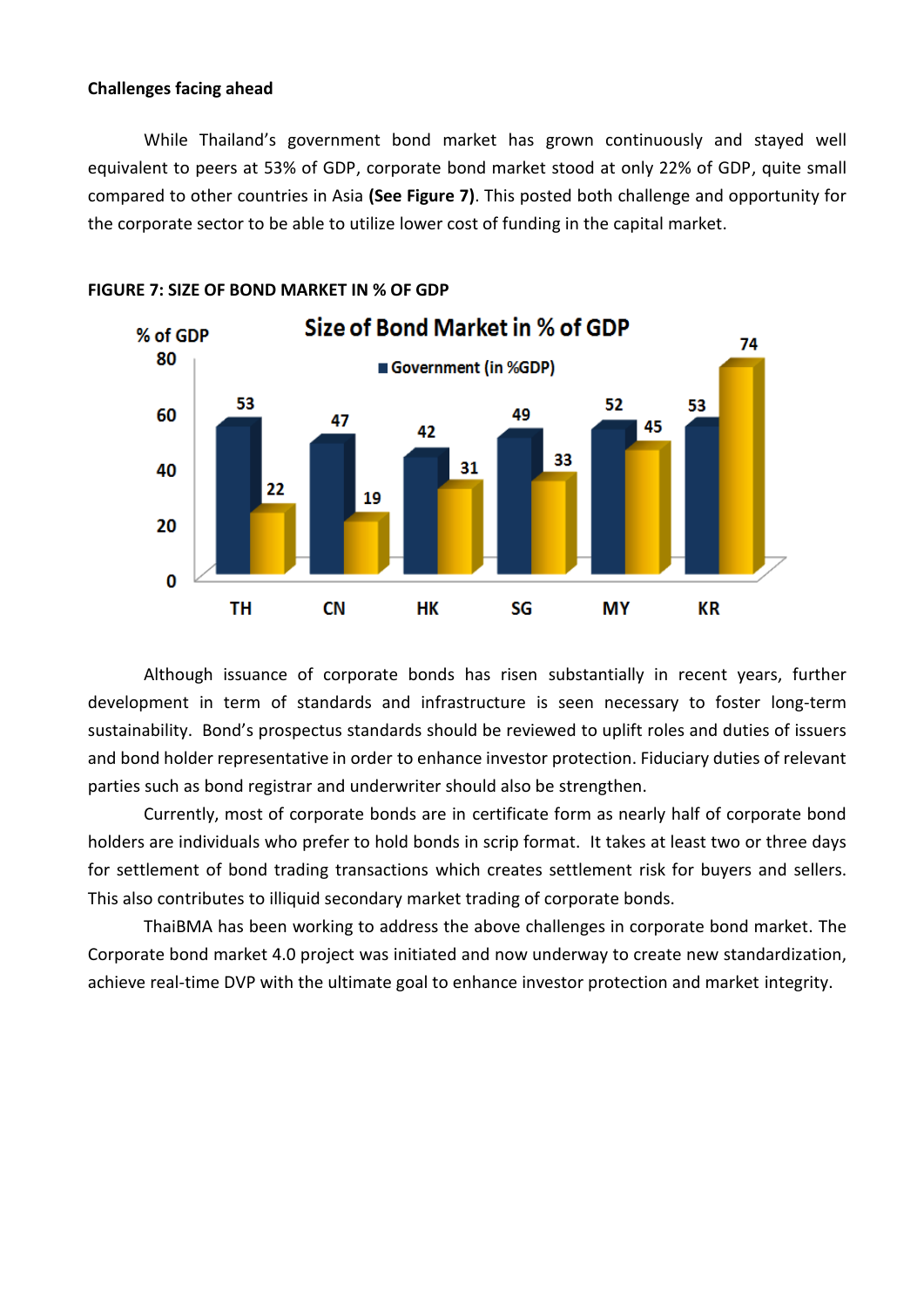**Challenges facing ahead**

While Thailand's government bond market has grown continuously and stayed well equivalent to peers at 53% of GDP, corporate bond market stood at only 22% of GDP, quite small compared to other countries in Asia **(See Figure 7)**. This posted both challenge and opportunity for the corporate sector to be able to utilize lower cost of funding in the capital market.

**FIGURE 7: SIZE OF BOND MARKET IN % OF GDP**

Size of Bond Market in % of GDP

% of GDP

80

60

40

20

0

Government (in %GDP)

53 22

47 19

42 31

49 33

52 45

53 74

TH CN HK SG MY KR

Although issuance of corporate bonds has risen substantially in recent years, further development in term of standards and infrastructure is seen necessary to foster long-term sustainability. Bond's prospectus standards should be reviewed to uplift roles and duties of issuers and bond holder representative in order to enhance investor protection. Fiduciary duties of relevant parties such as bond registrar and underwriter should also be strengthen.

Currently, most of corporate bonds are in certificate form as nearly half of corporate bond holders are individuals who prefer to hold bonds in scrip format. It takes at least two or three days for settlement of bond trading transactions which creates settlement risk for buyers and sellers. This also contributes to illiquid secondary market trading of corporate bonds.

ThaiBMA has been working to address the above challenges in corporate bond market. The Corporate bond market 4.0 project was initiated and now underway to create new standardization, achieve real-time DVP with the ultimate goal to enhance investor protection and market integrity.